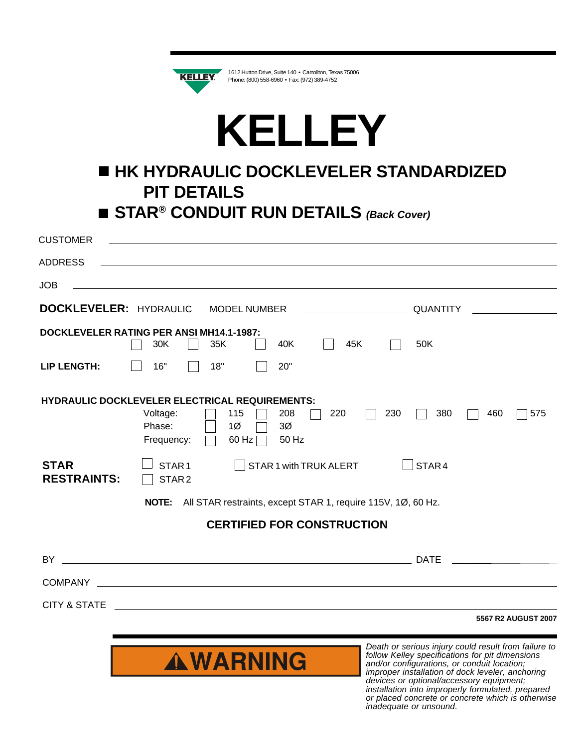KELLEY

1612 Hutton Drive, Suite 140 • Carrollton, Texas 75006
Phone: (800) 558-6960 • Fax: (972) 389-4752

# KELLEY

## ■ HK HYDRAULIC DOCKLEVELER STANDARDIZED PIT DETAILS

## ■ STAR® CONDUIT RUN DETAILS *(Back Cover)*

CUSTOMER ______________________________________________

ADDRESS ______________________________________________

JOB ______________________________________________

**DOCKLEVELER:** HYDRAULIC MODEL NUMBER ____________________ QUANTITY ______________

**DOCKLEVELER RATING PER ANSI MH14.1-1987:**

☐ 30K ☐ 35K ☐ 40K ☐ 45K ☐ 50K

**LIP LENGTH:** ☐ 16" ☐ 18" ☐ 20"

**HYDRAULIC DOCKLEVELER ELECTRICAL REQUIREMENTS:**

Voltage: ☐ 115 ☐ 208 ☐ 220 ☐ 230 ☐ 380 ☐ 460 ☐ 575

Phase: ☐ 1Ø ☐ 3Ø

Frequency: ☐ 60 Hz ☐ 50 Hz

**STAR RESTRAINTS:** ☐ STAR 1 ☐ STAR 1 with TRUK ALERT ☐ STAR 4 ☐ STAR 2

**NOTE:** All STAR restraints, except STAR 1, require 115V, 1Ø, 60 Hz.

**CERTIFIED FOR CONSTRUCTION**

BY ______________________________________________ DATE ______________

COMPANY ______________________________________________

CITY & STATE ______________________________________________

**5567 R2 AUGUST 2007**

**⚠WARNING**

*Death or serious injury could result from failure to follow Kelley specifications for pit dimensions and/or configurations, or conduit location; improper installation of dock leveler, anchoring devices or optional/accessory equipment; installation into improperly formulated, prepared or placed concrete or concrete which is otherwise inadequate or unsound.*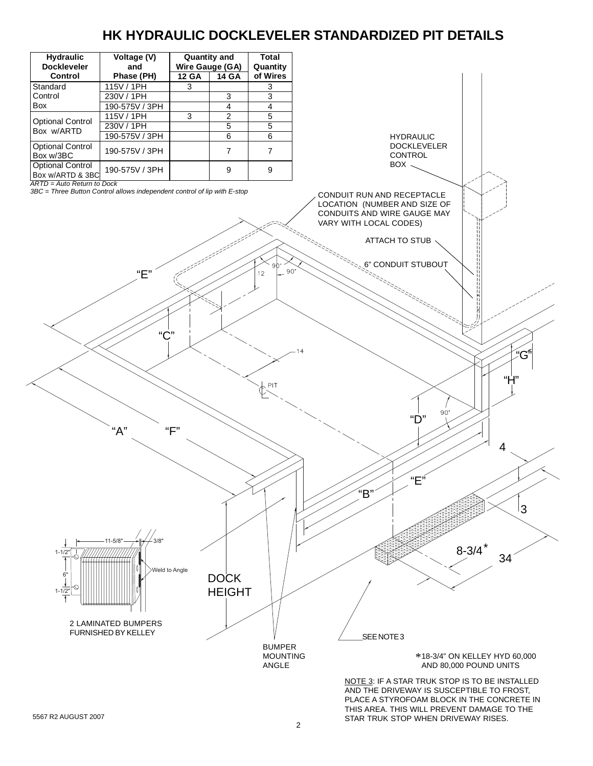# HK HYDRAULIC DOCKLEVELER STANDARDIZED PIT DETAILS

| Hydraulic Dockleveler Control | Voltage (V) and Phase (PH) | Quantity and Wire Gauge (GA) | | Total Quantity of Wires |
|---|---|---|---|---|
| | | 12 GA | 14 GA | |
| Standard Control Box | 115V / 1PH | 3 | | 3 |
| | 230V / 1PH | | 3 | 3 |
| | 190-575V / 3PH | | 4 | 4 |
| Optional Control Box w/ARTD | 115V / 1PH | 3 | 2 | 5 |
| | 230V / 1PH | | 5 | 5 |
| | 190-575V / 3PH | | 6 | 6 |
| Optional Control Box w/3BC | 190-575V / 3PH | | 7 | 7 |
| Optional Control Box w/ARTD & 3BC | 190-575V / 3PH | | 9 | 9 |

*ARTD = Auto Return to Dock*
*3BC = Three Button Control allows independent control of lip with E-stop*

HYDRAULIC DOCKLEVELER CONTROL BOX

CONDUIT RUN AND RECEPTACLE LOCATION (NUMBER AND SIZE OF CONDUITS AND WIRE GAUGE MAY VARY WITH LOCAL CODES)

ATTACH TO STUB

6" CONDUIT STUBOUT

"E" "C" 12 90° 90° 14 PIT "G" "H" "D" 90° "A" "F" 4 "E" "B" 3 8-3/4* 34

DOCK HEIGHT

11-5/8" 3/8" 1-1/2" 6" 1-1/2" Weld to Angle

2 LAMINATED BUMPERS FURNISHED BY KELLEY

BUMPER MOUNTING ANGLE

SEE NOTE 3

*18-3/4" ON KELLEY HYD 60,000 AND 80,000 POUND UNITS

NOTE 3: IF A STAR TRUK STOP IS TO BE INSTALLED AND THE DRIVEWAY IS SUSCEPTIBLE TO FROST, PLACE A STYROFOAM BLOCK IN THE CONCRETE IN THIS AREA. THIS WILL PREVENT DAMAGE TO THE STAR TRUK STOP WHEN DRIVEWAY RISES.

5567 R2 AUGUST 2007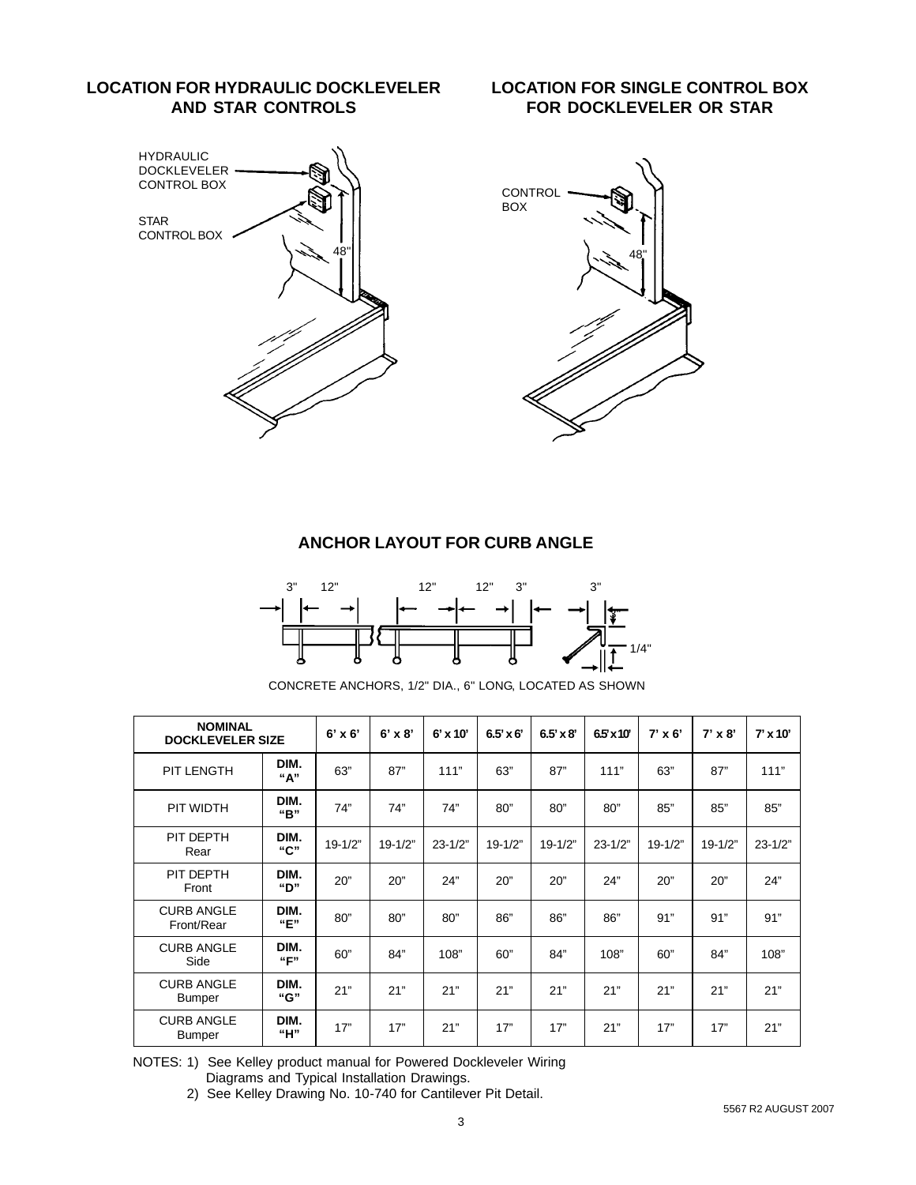## LOCATION FOR HYDRAULIC DOCKLEVELER AND STAR CONTROLS

HYDRAULIC DOCKLEVELER CONTROL BOX

STAR CONTROL BOX

48"

## LOCATION FOR SINGLE CONTROL BOX FOR DOCKLEVELER OR STAR

CONTROL BOX

48"

## ANCHOR LAYOUT FOR CURB ANGLE

3" 12" 12" 12" 3" 3"

1/4"

CONCRETE ANCHORS, 1/2" DIA., 6" LONG, LOCATED AS SHOWN

| NOMINAL DOCKLEVELER SIZE | | 6' x 6' | 6' x 8' | 6' x 10' | 6.5' x 6' | 6.5' x 8' | 6.5' x 10' | 7' x 6' | 7' x 8' | 7' x 10' |
|---|---|---|---|---|---|---|---|---|---|---|
| PIT LENGTH | DIM. "A" | 63" | 87" | 111" | 63" | 87" | 111" | 63" | 87" | 111" |
| PIT WIDTH | DIM. "B" | 74" | 74" | 74" | 80" | 80" | 80" | 85" | 85" | 85" |
| PIT DEPTH Rear | DIM. "C" | 19-1/2" | 19-1/2" | 23-1/2" | 19-1/2" | 19-1/2" | 23-1/2" | 19-1/2" | 19-1/2" | 23-1/2" |
| PIT DEPTH Front | DIM. "D" | 20" | 20" | 24" | 20" | 20" | 24" | 20" | 20" | 24" |
| CURB ANGLE Front/Rear | DIM. "E" | 80" | 80" | 80" | 86" | 86" | 86" | 91" | 91" | 91" |
| CURB ANGLE Side | DIM. "F" | 60" | 84" | 108" | 60" | 84" | 108" | 60" | 84" | 108" |
| CURB ANGLE Bumper | DIM. "G" | 21" | 21" | 21" | 21" | 21" | 21" | 21" | 21" | 21" |
| CURB ANGLE Bumper | DIM. "H" | 17" | 17" | 21" | 17" | 17" | 21" | 17" | 17" | 21" |

NOTES: 1) See Kelley product manual for Powered Dockleveler Wiring Diagrams and Typical Installation Drawings.

2) See Kelley Drawing No. 10-740 for Cantilever Pit Detail.

5567 R2 AUGUST 2007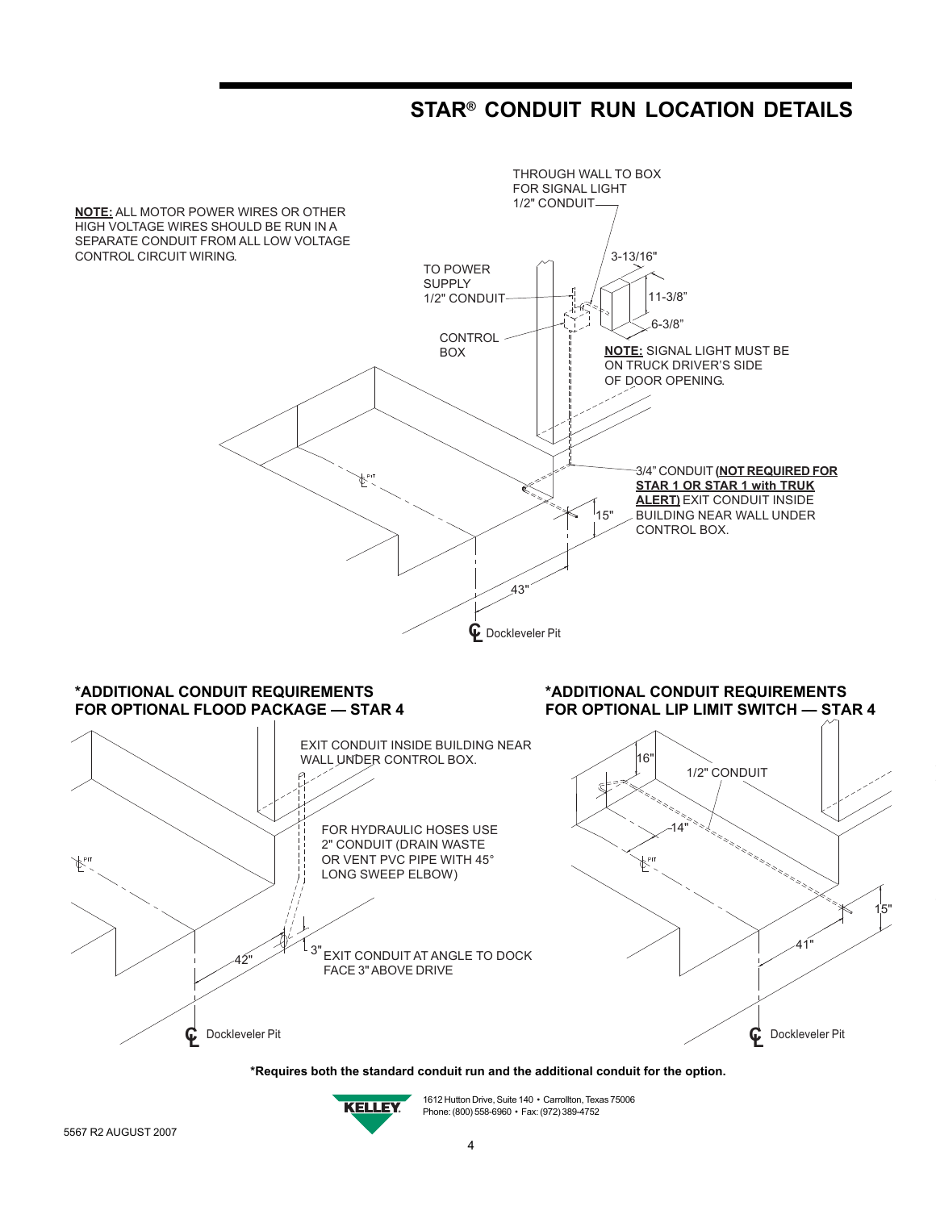# STAR® CONDUIT RUN LOCATION DETAILS

**NOTE:** ALL MOTOR POWER WIRES OR OTHER HIGH VOLTAGE WIRES SHOULD BE RUN IN A SEPARATE CONDUIT FROM ALL LOW VOLTAGE CONTROL CIRCUIT WIRING.

THROUGH WALL TO BOX FOR SIGNAL LIGHT 1/2" CONDUIT

TO POWER SUPPLY 1/2" CONDUIT

CONTROL BOX

3-13/16"

11-3/8"

6-3/8"

**NOTE:** SIGNAL LIGHT MUST BE ON TRUCK DRIVER'S SIDE OF DOOR OPENING.

3/4" CONDUIT **(NOT REQUIRED FOR STAR 1 OR STAR 1 with TRUK ALERT)** EXIT CONDUIT INSIDE BUILDING NEAR WALL UNDER CONTROL BOX.

15"

43"

℄ PIT

℄ Dockleveler Pit

## *ADDITIONAL CONDUIT REQUIREMENTS FOR OPTIONAL FLOOD PACKAGE — STAR 4

EXIT CONDUIT INSIDE BUILDING NEAR WALL UNDER CONTROL BOX.

FOR HYDRAULIC HOSES USE 2" CONDUIT (DRAIN WASTE OR VENT PVC PIPE WITH 45° LONG SWEEP ELBOW)

3" EXIT CONDUIT AT ANGLE TO DOCK FACE 3" ABOVE DRIVE

42"

℄ PIT

℄ Dockleveler Pit

## *ADDITIONAL CONDUIT REQUIREMENTS FOR OPTIONAL LIP LIMIT SWITCH — STAR 4

16"

1/2" CONDUIT

14"

15"

41"

℄ PIT

℄ Dockleveler Pit

**\*Requires both the standard conduit run and the additional conduit for the option.**

KELLEY

1612 Hutton Drive, Suite 140 • Carrollton, Texas 75006
Phone: (800) 558-6960 • Fax: (972) 389-4752

5567 R2 AUGUST 2007